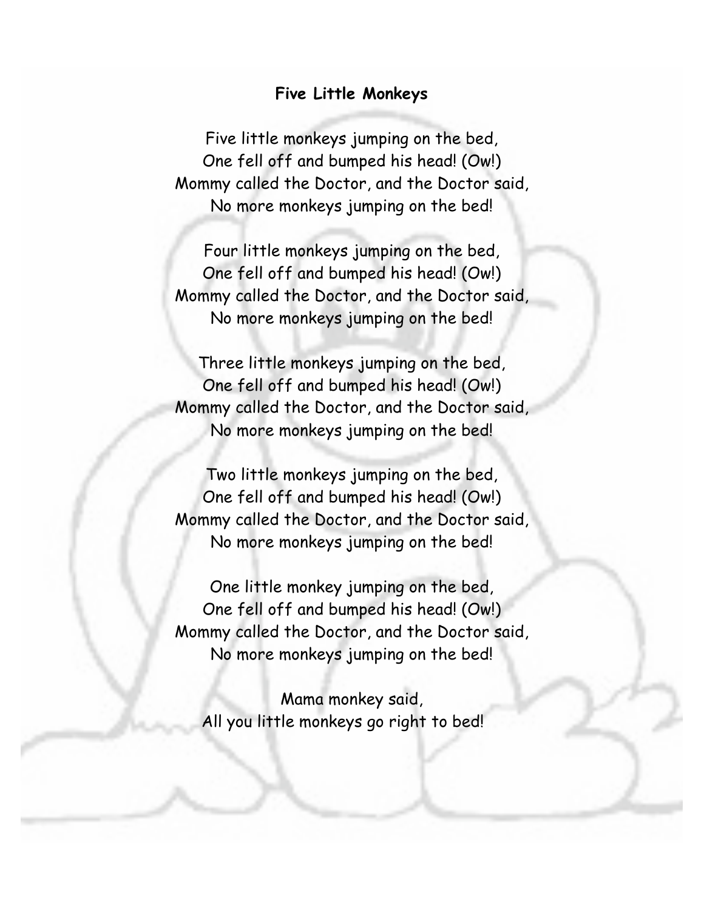**Five Little Monkeys**

Five little monkeys jumping on the bed,
One fell off and bumped his head! (Ow!)
Mommy called the Doctor, and the Doctor said,
No more monkeys jumping on the bed!

Four little monkeys jumping on the bed,
One fell off and bumped his head! (Ow!)
Mommy called the Doctor, and the Doctor said,
No more monkeys jumping on the bed!

Three little monkeys jumping on the bed,
One fell off and bumped his head! (Ow!)
Mommy called the Doctor, and the Doctor said,
No more monkeys jumping on the bed!

Two little monkeys jumping on the bed,
One fell off and bumped his head! (Ow!)
Mommy called the Doctor, and the Doctor said,
No more monkeys jumping on the bed!

One little monkey jumping on the bed,
One fell off and bumped his head! (Ow!)
Mommy called the Doctor, and the Doctor said,
No more monkeys jumping on the bed!

Mama monkey said,
All you little monkeys go right to bed!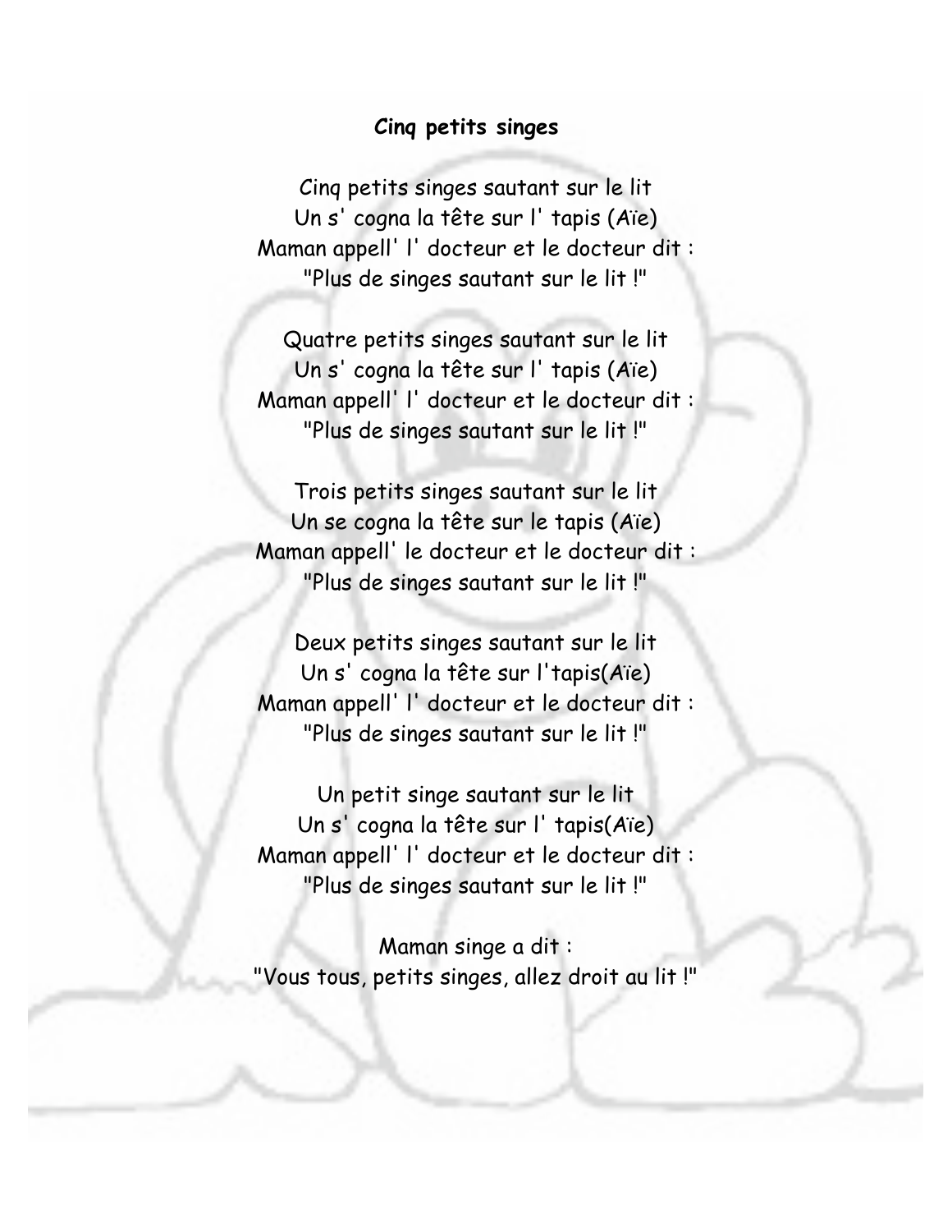**Cinq petits singes**

Cinq petits singes sautant sur le lit
Un s' cogna la tête sur l' tapis (Aïe)
Maman appell' l' docteur et le docteur dit :
"Plus de singes sautant sur le lit !"

Quatre petits singes sautant sur le lit
Un s' cogna la tête sur l' tapis (Aïe)
Maman appell' l' docteur et le docteur dit :
"Plus de singes sautant sur le lit !"

Trois petits singes sautant sur le lit
Un se cogna la tête sur le tapis (Aïe)
Maman appell' le docteur et le docteur dit :
"Plus de singes sautant sur le lit !"

Deux petits singes sautant sur le lit
Un s' cogna la tête sur l'tapis(Aïe)
Maman appell' l' docteur et le docteur dit :
"Plus de singes sautant sur le lit !"

Un petit singe sautant sur le lit
Un s' cogna la tête sur l' tapis(Aïe)
Maman appell' l' docteur et le docteur dit :
"Plus de singes sautant sur le lit !"

Maman singe a dit :
"Vous tous, petits singes, allez droit au lit !"